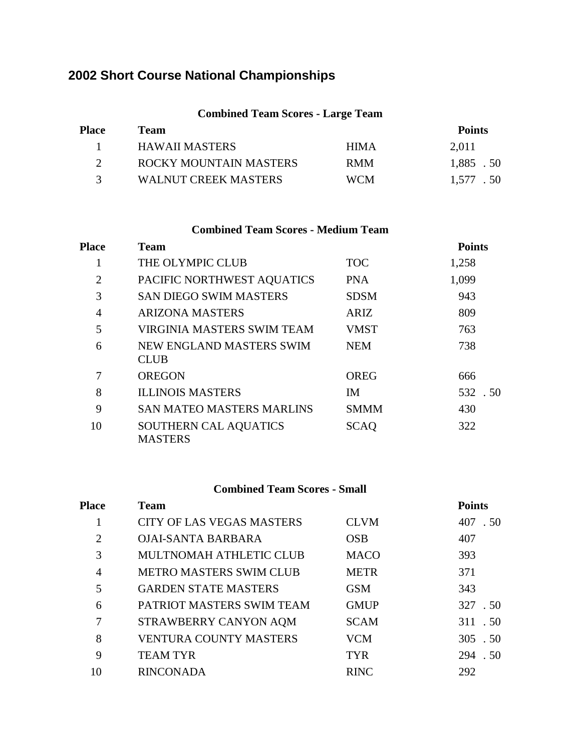# 2002 Short Course National Championships

## Combined Team Scores - Large Team

| Place | Team | | Points |
|---|---|---|---|
| 1 | HAWAII MASTERS | HIMA | 2,011 |
| 2 | ROCKY MOUNTAIN MASTERS | RMM | 1,885 .50 |
| 3 | WALNUT CREEK MASTERS | WCM | 1,577 .50 |

## Combined Team Scores - Medium Team

| Place | Team | | Points |
|---|---|---|---|
| 1 | THE OLYMPIC CLUB | TOC | 1,258 |
| 2 | PACIFIC NORTHWEST AQUATICS | PNA | 1,099 |
| 3 | SAN DIEGO SWIM MASTERS | SDSM | 943 |
| 4 | ARIZONA MASTERS | ARIZ | 809 |
| 5 | VIRGINIA MASTERS SWIM TEAM | VMST | 763 |
| 6 | NEW ENGLAND MASTERS SWIM CLUB | NEM | 738 |
| 7 | OREGON | OREG | 666 |
| 8 | ILLINOIS MASTERS | IM | 532 .50 |
| 9 | SAN MATEO MASTERS MARLINS | SMMM | 430 |
| 10 | SOUTHERN CAL AQUATICS MASTERS | SCAQ | 322 |

## Combined Team Scores - Small

| Place | Team | | Points |
|---|---|---|---|
| 1 | CITY OF LAS VEGAS MASTERS | CLVM | 407 .50 |
| 2 | OJAI-SANTA BARBARA | OSB | 407 |
| 3 | MULTNOMAH ATHLETIC CLUB | MACO | 393 |
| 4 | METRO MASTERS SWIM CLUB | METR | 371 |
| 5 | GARDEN STATE MASTERS | GSM | 343 |
| 6 | PATRIOT MASTERS SWIM TEAM | GMUP | 327 .50 |
| 7 | STRAWBERRY CANYON AQM | SCAM | 311 .50 |
| 8 | VENTURA COUNTY MASTERS | VCM | 305 .50 |
| 9 | TEAM TYR | TYR | 294 .50 |
| 10 | RINCONADA | RINC | 292 |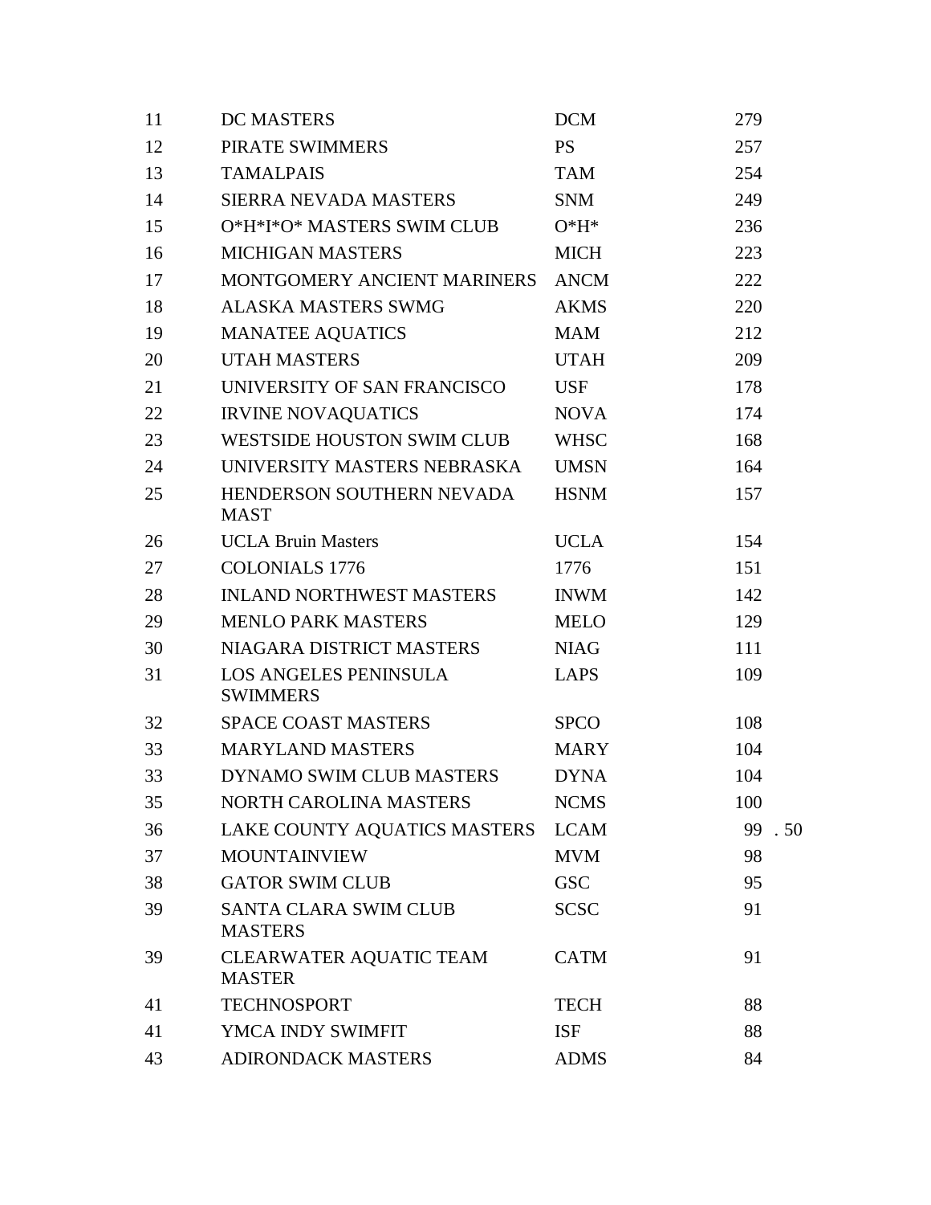| | | | |
|---|---|---|---|
| 11 | DC MASTERS | DCM | 279 |
| 12 | PIRATE SWIMMERS | PS | 257 |
| 13 | TAMALPAIS | TAM | 254 |
| 14 | SIERRA NEVADA MASTERS | SNM | 249 |
| 15 | O*H*I*O* MASTERS SWIM CLUB | O*H* | 236 |
| 16 | MICHIGAN MASTERS | MICH | 223 |
| 17 | MONTGOMERY ANCIENT MARINERS | ANCM | 222 |
| 18 | ALASKA MASTERS SWMG | AKMS | 220 |
| 19 | MANATEE AQUATICS | MAM | 212 |
| 20 | UTAH MASTERS | UTAH | 209 |
| 21 | UNIVERSITY OF SAN FRANCISCO | USF | 178 |
| 22 | IRVINE NOVAQUATICS | NOVA | 174 |
| 23 | WESTSIDE HOUSTON SWIM CLUB | WHSC | 168 |
| 24 | UNIVERSITY MASTERS NEBRASKA | UMSN | 164 |
| 25 | HENDERSON SOUTHERN NEVADA MAST | HSNM | 157 |
| 26 | UCLA Bruin Masters | UCLA | 154 |
| 27 | COLONIALS 1776 | 1776 | 151 |
| 28 | INLAND NORTHWEST MASTERS | INWM | 142 |
| 29 | MENLO PARK MASTERS | MELO | 129 |
| 30 | NIAGARA DISTRICT MASTERS | NIAG | 111 |
| 31 | LOS ANGELES PENINSULA SWIMMERS | LAPS | 109 |
| 32 | SPACE COAST MASTERS | SPCO | 108 |
| 33 | MARYLAND MASTERS | MARY | 104 |
| 33 | DYNAMO SWIM CLUB MASTERS | DYNA | 104 |
| 35 | NORTH CAROLINA MASTERS | NCMS | 100 |
| 36 | LAKE COUNTY AQUATICS MASTERS | LCAM | 99 .50 |
| 37 | MOUNTAINVIEW | MVM | 98 |
| 38 | GATOR SWIM CLUB | GSC | 95 |
| 39 | SANTA CLARA SWIM CLUB MASTERS | SCSC | 91 |
| 39 | CLEARWATER AQUATIC TEAM MASTER | CATM | 91 |
| 41 | TECHNOSPORT | TECH | 88 |
| 41 | YMCA INDY SWIMFIT | ISF | 88 |
| 43 | ADIRONDACK MASTERS | ADMS | 84 |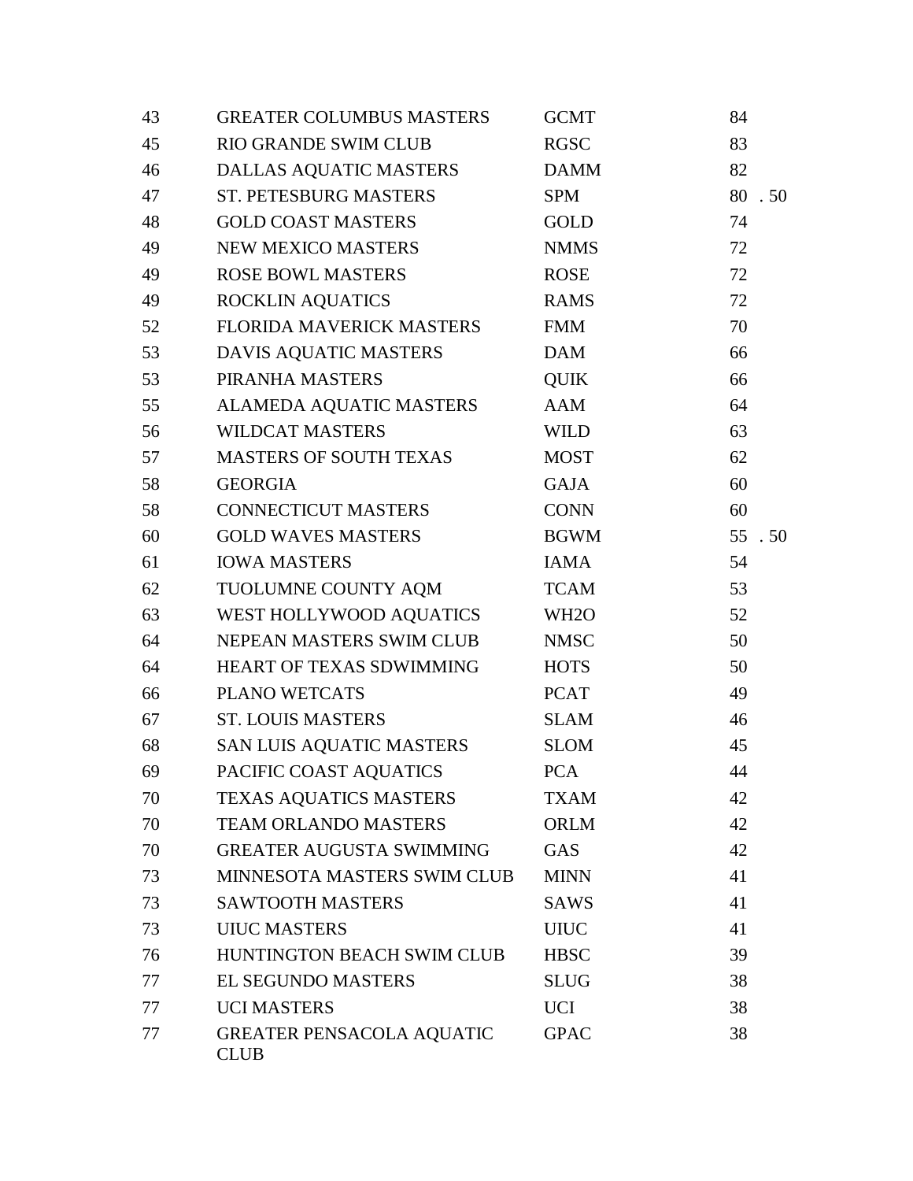| | | | |
|---|---|---|---|
| 43 | GREATER COLUMBUS MASTERS | GCMT | 84 |
| 45 | RIO GRANDE SWIM CLUB | RGSC | 83 |
| 46 | DALLAS AQUATIC MASTERS | DAMM | 82 |
| 47 | ST. PETESBURG MASTERS | SPM | 80 . 50 |
| 48 | GOLD COAST MASTERS | GOLD | 74 |
| 49 | NEW MEXICO MASTERS | NMMS | 72 |
| 49 | ROSE BOWL MASTERS | ROSE | 72 |
| 49 | ROCKLIN AQUATICS | RAMS | 72 |
| 52 | FLORIDA MAVERICK MASTERS | FMM | 70 |
| 53 | DAVIS AQUATIC MASTERS | DAM | 66 |
| 53 | PIRANHA MASTERS | QUIK | 66 |
| 55 | ALAMEDA AQUATIC MASTERS | AAM | 64 |
| 56 | WILDCAT MASTERS | WILD | 63 |
| 57 | MASTERS OF SOUTH TEXAS | MOST | 62 |
| 58 | GEORGIA | GAJA | 60 |
| 58 | CONNECTICUT MASTERS | CONN | 60 |
| 60 | GOLD WAVES MASTERS | BGWM | 55 . 50 |
| 61 | IOWA MASTERS | IAMA | 54 |
| 62 | TUOLUMNE COUNTY AQM | TCAM | 53 |
| 63 | WEST HOLLYWOOD AQUATICS | WH2O | 52 |
| 64 | NEPEAN MASTERS SWIM CLUB | NMSC | 50 |
| 64 | HEART OF TEXAS SDWIMMING | HOTS | 50 |
| 66 | PLANO WETCATS | PCAT | 49 |
| 67 | ST. LOUIS MASTERS | SLAM | 46 |
| 68 | SAN LUIS AQUATIC MASTERS | SLOM | 45 |
| 69 | PACIFIC COAST AQUATICS | PCA | 44 |
| 70 | TEXAS AQUATICS MASTERS | TXAM | 42 |
| 70 | TEAM ORLANDO MASTERS | ORLM | 42 |
| 70 | GREATER AUGUSTA SWIMMING | GAS | 42 |
| 73 | MINNESOTA MASTERS SWIM CLUB | MINN | 41 |
| 73 | SAWTOOTH MASTERS | SAWS | 41 |
| 73 | UIUC MASTERS | UIUC | 41 |
| 76 | HUNTINGTON BEACH SWIM CLUB | HBSC | 39 |
| 77 | EL SEGUNDO MASTERS | SLUG | 38 |
| 77 | UCI MASTERS | UCI | 38 |
| 77 | GREATER PENSACOLA AQUATIC CLUB | GPAC | 38 |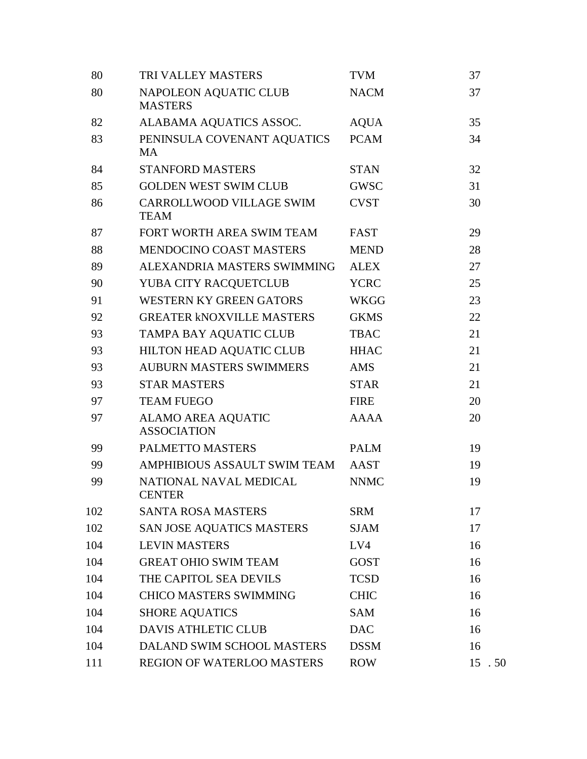| | | | |
|---|---|---|---|
| 80 | TRI VALLEY MASTERS | TVM | 37 |
| 80 | NAPOLEON AQUATIC CLUB MASTERS | NACM | 37 |
| 82 | ALABAMA AQUATICS ASSOC. | AQUA | 35 |
| 83 | PENINSULA COVENANT AQUATICS MA | PCAM | 34 |
| 84 | STANFORD MASTERS | STAN | 32 |
| 85 | GOLDEN WEST SWIM CLUB | GWSC | 31 |
| 86 | CARROLLWOOD VILLAGE SWIM TEAM | CVST | 30 |
| 87 | FORT WORTH AREA SWIM TEAM | FAST | 29 |
| 88 | MENDOCINO COAST MASTERS | MEND | 28 |
| 89 | ALEXANDRIA MASTERS SWIMMING | ALEX | 27 |
| 90 | YUBA CITY RACQUETCLUB | YCRC | 25 |
| 91 | WESTERN KY GREEN GATORS | WKGG | 23 |
| 92 | GREATER kNOXVILLE MASTERS | GKMS | 22 |
| 93 | TAMPA BAY AQUATIC CLUB | TBAC | 21 |
| 93 | HILTON HEAD AQUATIC CLUB | HHAC | 21 |
| 93 | AUBURN MASTERS SWIMMERS | AMS | 21 |
| 93 | STAR MASTERS | STAR | 21 |
| 97 | TEAM FUEGO | FIRE | 20 |
| 97 | ALAMO AREA AQUATIC ASSOCIATION | AAAA | 20 |
| 99 | PALMETTO MASTERS | PALM | 19 |
| 99 | AMPHIBIOUS ASSAULT SWIM TEAM | AAST | 19 |
| 99 | NATIONAL NAVAL MEDICAL CENTER | NNMC | 19 |
| 102 | SANTA ROSA MASTERS | SRM | 17 |
| 102 | SAN JOSE AQUATICS MASTERS | SJAM | 17 |
| 104 | LEVIN MASTERS | LV4 | 16 |
| 104 | GREAT OHIO SWIM TEAM | GOST | 16 |
| 104 | THE CAPITOL SEA DEVILS | TCSD | 16 |
| 104 | CHICO MASTERS SWIMMING | CHIC | 16 |
| 104 | SHORE AQUATICS | SAM | 16 |
| 104 | DAVIS ATHLETIC CLUB | DAC | 16 |
| 104 | DALAND SWIM SCHOOL MASTERS | DSSM | 16 |
| 111 | REGION OF WATERLOO MASTERS | ROW | 15 .50 |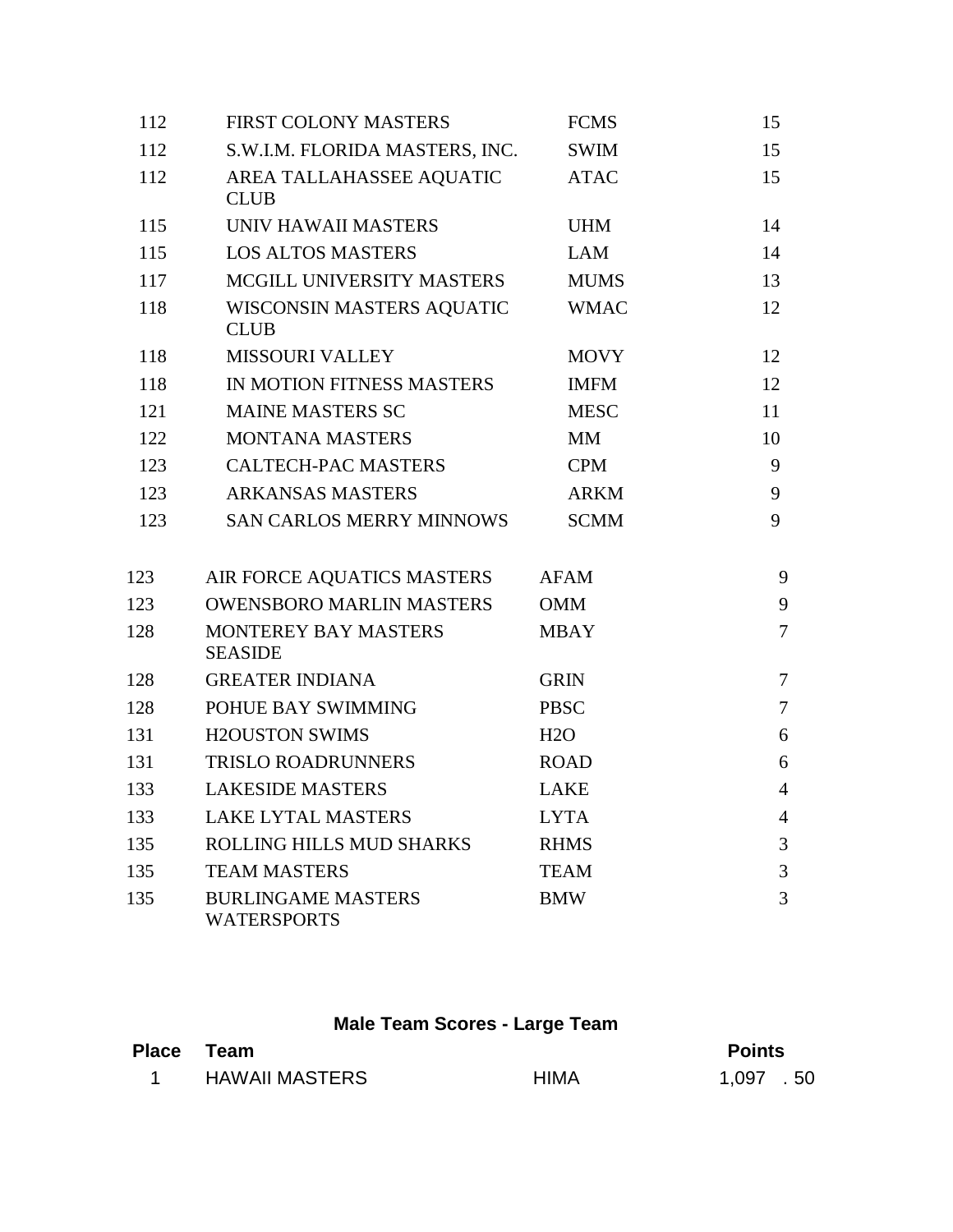| | | | |
|---|---|---|---|
| 112 | FIRST COLONY MASTERS | FCMS | 15 |
| 112 | S.W.I.M. FLORIDA MASTERS, INC. | SWIM | 15 |
| 112 | AREA TALLAHASSEE AQUATIC CLUB | ATAC | 15 |
| 115 | UNIV HAWAII MASTERS | UHM | 14 |
| 115 | LOS ALTOS MASTERS | LAM | 14 |
| 117 | MCGILL UNIVERSITY MASTERS | MUMS | 13 |
| 118 | WISCONSIN MASTERS AQUATIC CLUB | WMAC | 12 |
| 118 | MISSOURI VALLEY | MOVY | 12 |
| 118 | IN MOTION FITNESS MASTERS | IMFM | 12 |
| 121 | MAINE MASTERS SC | MESC | 11 |
| 122 | MONTANA MASTERS | MM | 10 |
| 123 | CALTECH-PAC MASTERS | CPM | 9 |
| 123 | ARKANSAS MASTERS | ARKM | 9 |
| 123 | SAN CARLOS MERRY MINNOWS | SCMM | 9 |
| 123 | AIR FORCE AQUATICS MASTERS | AFAM | 9 |
| 123 | OWENSBORO MARLIN MASTERS | OMM | 9 |
| 128 | MONTEREY BAY MASTERS SEASIDE | MBAY | 7 |
| 128 | GREATER INDIANA | GRIN | 7 |
| 128 | POHUE BAY SWIMMING | PBSC | 7 |
| 131 | H2OUSTON SWIMS | H2O | 6 |
| 131 | TRISLO ROADRUNNERS | ROAD | 6 |
| 133 | LAKESIDE MASTERS | LAKE | 4 |
| 133 | LAKE LYTAL MASTERS | LYTA | 4 |
| 135 | ROLLING HILLS MUD SHARKS | RHMS | 3 |
| 135 | TEAM MASTERS | TEAM | 3 |
| 135 | BURLINGAME MASTERS WATERSPORTS | BMW | 3 |

## Male Team Scores - Large Team

| Place | Team | | Points |
|---|---|---|---|
| 1 | HAWAII MASTERS | HIMA | 1,097 . 50 |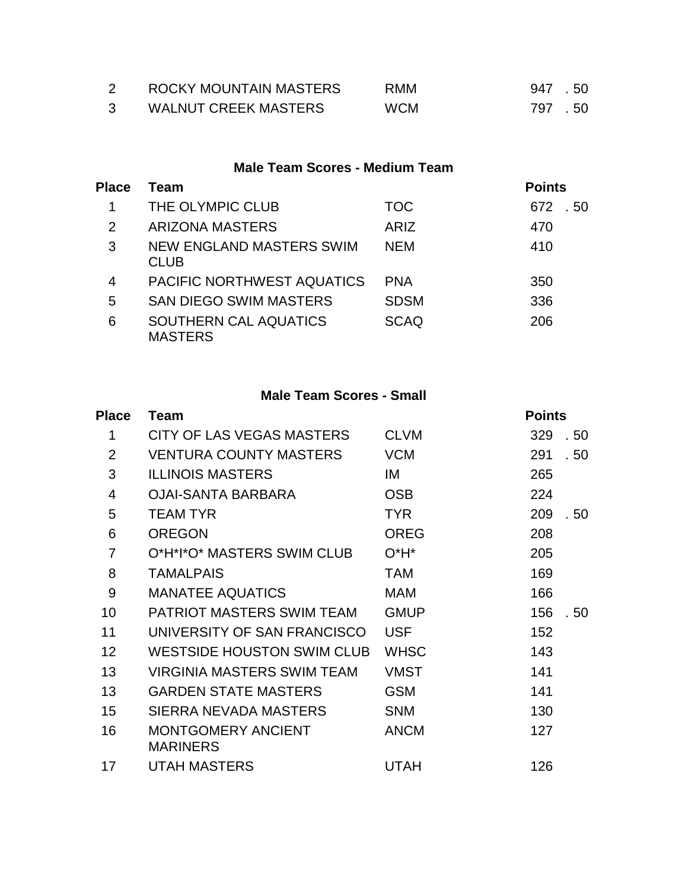| Place | Team | | Points |
|---|---|---|---|
| 2 | ROCKY MOUNTAIN MASTERS | RMM | 947 .50 |
| 3 | WALNUT CREEK MASTERS | WCM | 797 .50 |

### Male Team Scores - Medium Team

| Place | Team | | Points |
|---|---|---|---|
| 1 | THE OLYMPIC CLUB | TOC | 672 .50 |
| 2 | ARIZONA MASTERS | ARIZ | 470 |
| 3 | NEW ENGLAND MASTERS SWIM CLUB | NEM | 410 |
| 4 | PACIFIC NORTHWEST AQUATICS | PNA | 350 |
| 5 | SAN DIEGO SWIM MASTERS | SDSM | 336 |
| 6 | SOUTHERN CAL AQUATICS MASTERS | SCAQ | 206 |

### Male Team Scores - Small

| Place | Team | | Points |
|---|---|---|---|
| 1 | CITY OF LAS VEGAS MASTERS | CLVM | 329 .50 |
| 2 | VENTURA COUNTY MASTERS | VCM | 291 .50 |
| 3 | ILLINOIS MASTERS | IM | 265 |
| 4 | OJAI-SANTA BARBARA | OSB | 224 |
| 5 | TEAM TYR | TYR | 209 .50 |
| 6 | OREGON | OREG | 208 |
| 7 | O*H*I*O* MASTERS SWIM CLUB | O*H* | 205 |
| 8 | TAMALPAIS | TAM | 169 |
| 9 | MANATEE AQUATICS | MAM | 166 |
| 10 | PATRIOT MASTERS SWIM TEAM | GMUP | 156 .50 |
| 11 | UNIVERSITY OF SAN FRANCISCO | USF | 152 |
| 12 | WESTSIDE HOUSTON SWIM CLUB | WHSC | 143 |
| 13 | VIRGINIA MASTERS SWIM TEAM | VMST | 141 |
| 13 | GARDEN STATE MASTERS | GSM | 141 |
| 15 | SIERRA NEVADA MASTERS | SNM | 130 |
| 16 | MONTGOMERY ANCIENT MARINERS | ANCM | 127 |
| 17 | UTAH MASTERS | UTAH | 126 |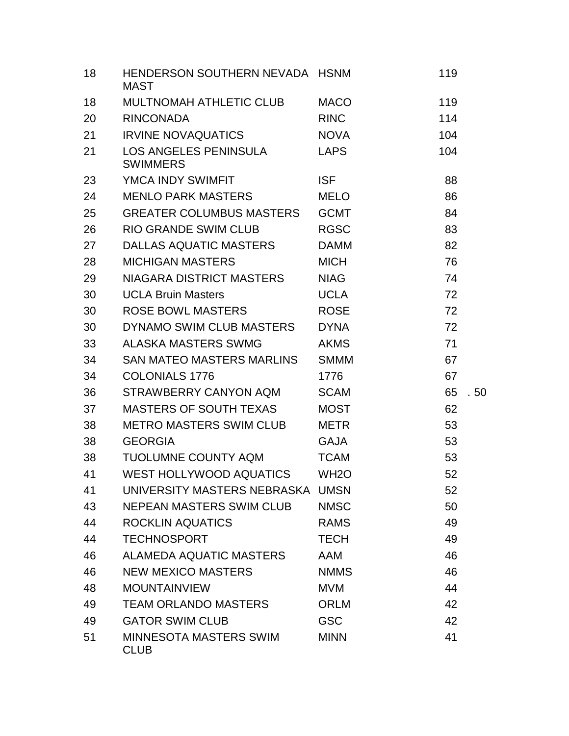| | | | |
|---|---|---|---|
| 18 | HENDERSON SOUTHERN NEVADA MAST | HSNM | 119 |
| 18 | MULTNOMAH ATHLETIC CLUB | MACO | 119 |
| 20 | RINCONADA | RINC | 114 |
| 21 | IRVINE NOVAQUATICS | NOVA | 104 |
| 21 | LOS ANGELES PENINSULA SWIMMERS | LAPS | 104 |
| 23 | YMCA INDY SWIMFIT | ISF | 88 |
| 24 | MENLO PARK MASTERS | MELO | 86 |
| 25 | GREATER COLUMBUS MASTERS | GCMT | 84 |
| 26 | RIO GRANDE SWIM CLUB | RGSC | 83 |
| 27 | DALLAS AQUATIC MASTERS | DAMM | 82 |
| 28 | MICHIGAN MASTERS | MICH | 76 |
| 29 | NIAGARA DISTRICT MASTERS | NIAG | 74 |
| 30 | UCLA Bruin Masters | UCLA | 72 |
| 30 | ROSE BOWL MASTERS | ROSE | 72 |
| 30 | DYNAMO SWIM CLUB MASTERS | DYNA | 72 |
| 33 | ALASKA MASTERS SWMG | AKMS | 71 |
| 34 | SAN MATEO MASTERS MARLINS | SMMM | 67 |
| 34 | COLONIALS 1776 | 1776 | 67 |
| 36 | STRAWBERRY CANYON AQM | SCAM | 65 . 50 |
| 37 | MASTERS OF SOUTH TEXAS | MOST | 62 |
| 38 | METRO MASTERS SWIM CLUB | METR | 53 |
| 38 | GEORGIA | GAJA | 53 |
| 38 | TUOLUMNE COUNTY AQM | TCAM | 53 |
| 41 | WEST HOLLYWOOD AQUATICS | WH2O | 52 |
| 41 | UNIVERSITY MASTERS NEBRASKA | UMSN | 52 |
| 43 | NEPEAN MASTERS SWIM CLUB | NMSC | 50 |
| 44 | ROCKLIN AQUATICS | RAMS | 49 |
| 44 | TECHNOSPORT | TECH | 49 |
| 46 | ALAMEDA AQUATIC MASTERS | AAM | 46 |
| 46 | NEW MEXICO MASTERS | NMMS | 46 |
| 48 | MOUNTAINVIEW | MVM | 44 |
| 49 | TEAM ORLANDO MASTERS | ORLM | 42 |
| 49 | GATOR SWIM CLUB | GSC | 42 |
| 51 | MINNESOTA MASTERS SWIM CLUB | MINN | 41 |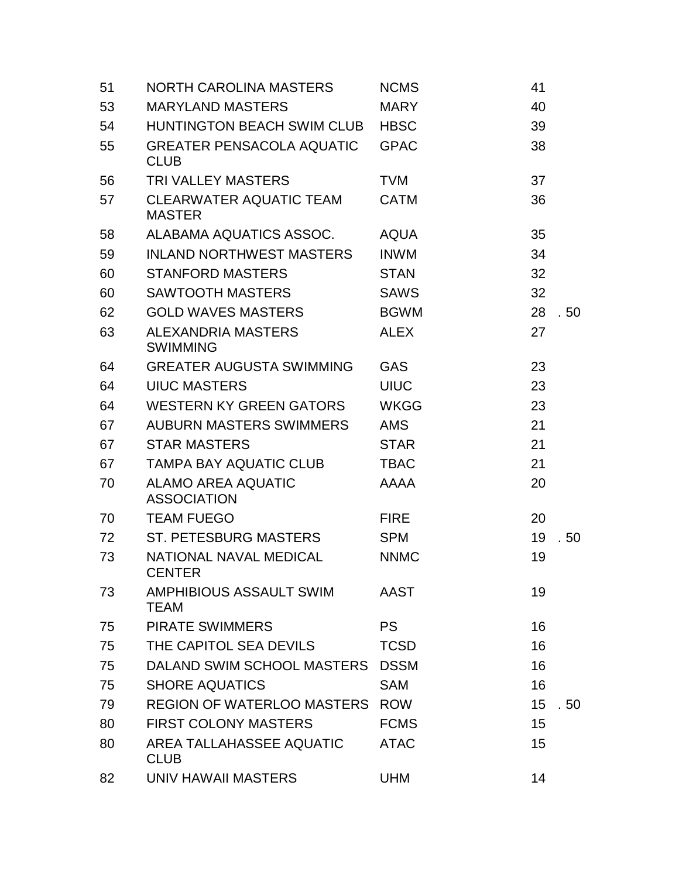| | | | |
|---|---|---|---|
| 51 | NORTH CAROLINA MASTERS | NCMS | 41 |
| 53 | MARYLAND MASTERS | MARY | 40 |
| 54 | HUNTINGTON BEACH SWIM CLUB | HBSC | 39 |
| 55 | GREATER PENSACOLA AQUATIC CLUB | GPAC | 38 |
| 56 | TRI VALLEY MASTERS | TVM | 37 |
| 57 | CLEARWATER AQUATIC TEAM MASTER | CATM | 36 |
| 58 | ALABAMA AQUATICS ASSOC. | AQUA | 35 |
| 59 | INLAND NORTHWEST MASTERS | INWM | 34 |
| 60 | STANFORD MASTERS | STAN | 32 |
| 60 | SAWTOOTH MASTERS | SAWS | 32 |
| 62 | GOLD WAVES MASTERS | BGWM | 28 . 50 |
| 63 | ALEXANDRIA MASTERS SWIMMING | ALEX | 27 |
| 64 | GREATER AUGUSTA SWIMMING | GAS | 23 |
| 64 | UIUC MASTERS | UIUC | 23 |
| 64 | WESTERN KY GREEN GATORS | WKGG | 23 |
| 67 | AUBURN MASTERS SWIMMERS | AMS | 21 |
| 67 | STAR MASTERS | STAR | 21 |
| 67 | TAMPA BAY AQUATIC CLUB | TBAC | 21 |
| 70 | ALAMO AREA AQUATIC ASSOCIATION | AAAA | 20 |
| 70 | TEAM FUEGO | FIRE | 20 |
| 72 | ST. PETESBURG MASTERS | SPM | 19 . 50 |
| 73 | NATIONAL NAVAL MEDICAL CENTER | NNMC | 19 |
| 73 | AMPHIBIOUS ASSAULT SWIM TEAM | AAST | 19 |
| 75 | PIRATE SWIMMERS | PS | 16 |
| 75 | THE CAPITOL SEA DEVILS | TCSD | 16 |
| 75 | DALAND SWIM SCHOOL MASTERS | DSSM | 16 |
| 75 | SHORE AQUATICS | SAM | 16 |
| 79 | REGION OF WATERLOO MASTERS | ROW | 15 . 50 |
| 80 | FIRST COLONY MASTERS | FCMS | 15 |
| 80 | AREA TALLAHASSEE AQUATIC CLUB | ATAC | 15 |
| 82 | UNIV HAWAII MASTERS | UHM | 14 |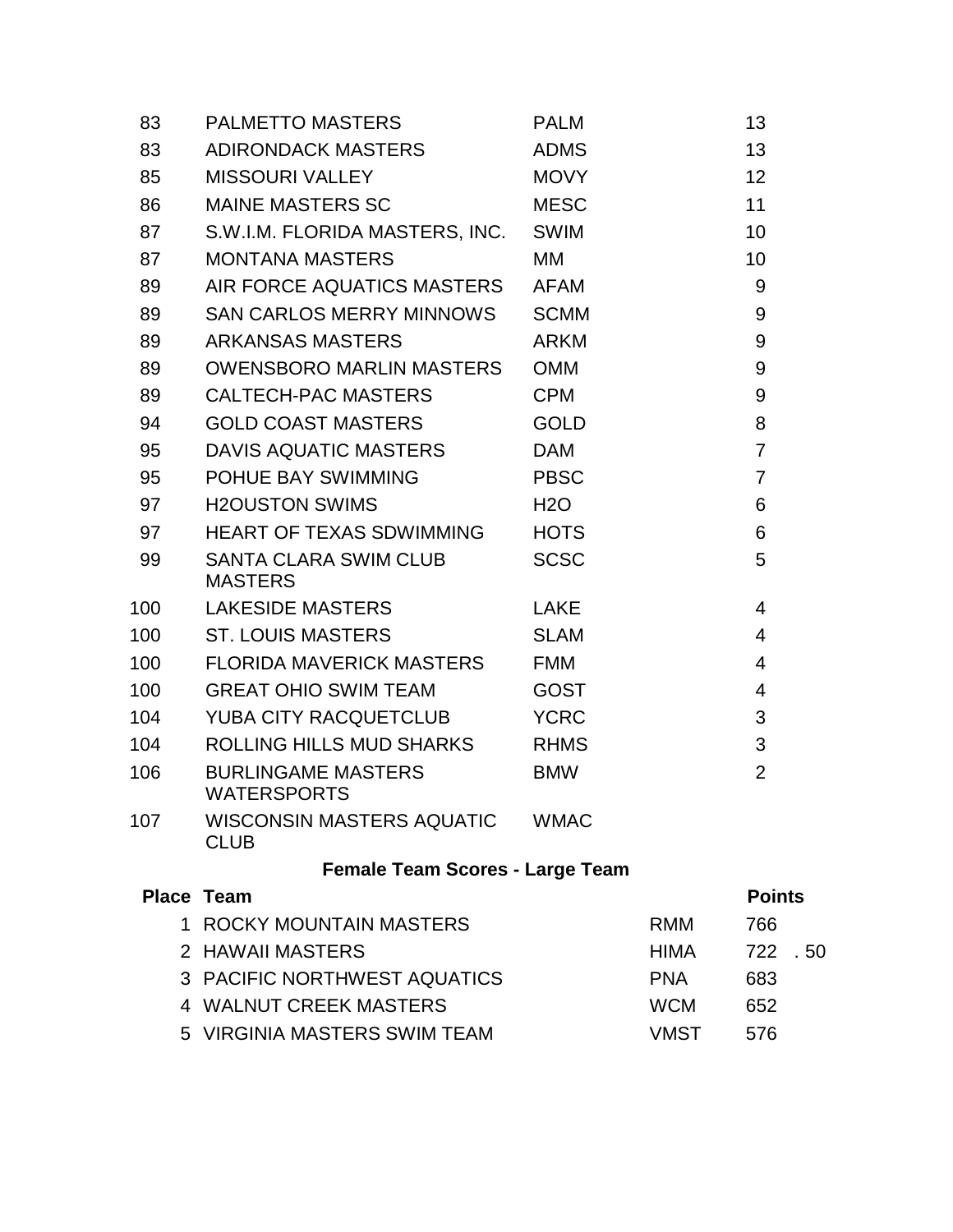| | | | |
|---|---|---|---|
| 83 | PALMETTO MASTERS | PALM | 13 |
| 83 | ADIRONDACK MASTERS | ADMS | 13 |
| 85 | MISSOURI VALLEY | MOVY | 12 |
| 86 | MAINE MASTERS SC | MESC | 11 |
| 87 | S.W.I.M. FLORIDA MASTERS, INC. | SWIM | 10 |
| 87 | MONTANA MASTERS | MM | 10 |
| 89 | AIR FORCE AQUATICS MASTERS | AFAM | 9 |
| 89 | SAN CARLOS MERRY MINNOWS | SCMM | 9 |
| 89 | ARKANSAS MASTERS | ARKM | 9 |
| 89 | OWENSBORO MARLIN MASTERS | OMM | 9 |
| 89 | CALTECH-PAC MASTERS | CPM | 9 |
| 94 | GOLD COAST MASTERS | GOLD | 8 |
| 95 | DAVIS AQUATIC MASTERS | DAM | 7 |
| 95 | POHUE BAY SWIMMING | PBSC | 7 |
| 97 | H2OUSTON SWIMS | H2O | 6 |
| 97 | HEART OF TEXAS SDWIMMING | HOTS | 6 |
| 99 | SANTA CLARA SWIM CLUB MASTERS | SCSC | 5 |
| 100 | LAKESIDE MASTERS | LAKE | 4 |
| 100 | ST. LOUIS MASTERS | SLAM | 4 |
| 100 | FLORIDA MAVERICK MASTERS | FMM | 4 |
| 100 | GREAT OHIO SWIM TEAM | GOST | 4 |
| 104 | YUBA CITY RACQUETCLUB | YCRC | 3 |
| 104 | ROLLING HILLS MUD SHARKS | RHMS | 3 |
| 106 | BURLINGAME MASTERS WATERSPORTS | BMW | 2 |
| 107 | WISCONSIN MASTERS AQUATIC CLUB | WMAC | |

## Female Team Scores - Large Team

| Place | Team | | Points |
|---|---|---|---|
| 1 | ROCKY MOUNTAIN MASTERS | RMM | 766 |
| 2 | HAWAII MASTERS | HIMA | 722 .50 |
| 3 | PACIFIC NORTHWEST AQUATICS | PNA | 683 |
| 4 | WALNUT CREEK MASTERS | WCM | 652 |
| 5 | VIRGINIA MASTERS SWIM TEAM | VMST | 576 |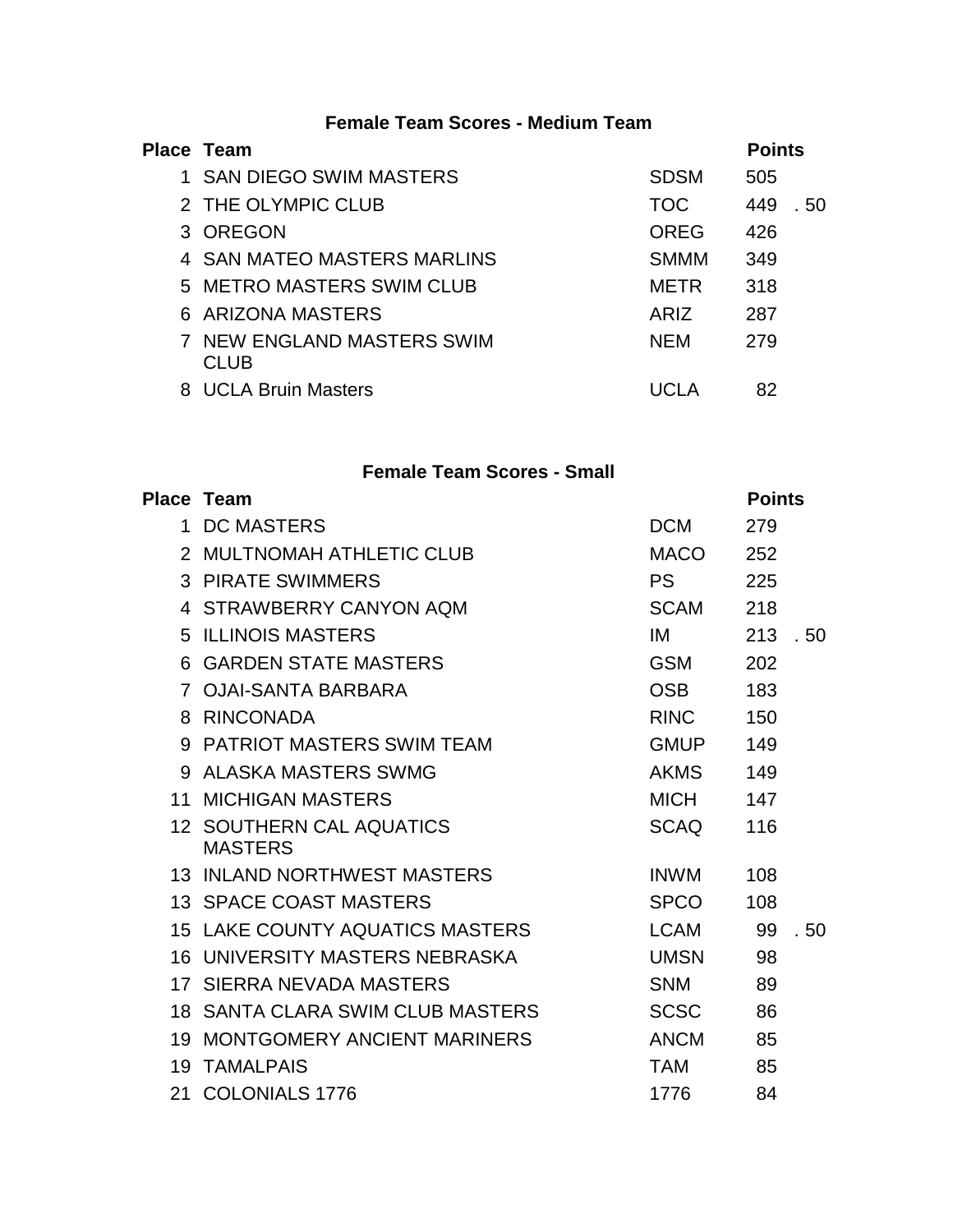### Female Team Scores - Medium Team

| Place | Team | | Points |
|---|---|---|---|
| 1 | SAN DIEGO SWIM MASTERS | SDSM | 505 |
| 2 | THE OLYMPIC CLUB | TOC | 449 .50 |
| 3 | OREGON | OREG | 426 |
| 4 | SAN MATEO MASTERS MARLINS | SMMM | 349 |
| 5 | METRO MASTERS SWIM CLUB | METR | 318 |
| 6 | ARIZONA MASTERS | ARIZ | 287 |
| 7 | NEW ENGLAND MASTERS SWIM CLUB | NEM | 279 |
| 8 | UCLA Bruin Masters | UCLA | 82 |

### Female Team Scores - Small

| Place | Team | | Points |
|---|---|---|---|
| 1 | DC MASTERS | DCM | 279 |
| 2 | MULTNOMAH ATHLETIC CLUB | MACO | 252 |
| 3 | PIRATE SWIMMERS | PS | 225 |
| 4 | STRAWBERRY CANYON AQM | SCAM | 218 |
| 5 | ILLINOIS MASTERS | IM | 213 .50 |
| 6 | GARDEN STATE MASTERS | GSM | 202 |
| 7 | OJAI-SANTA BARBARA | OSB | 183 |
| 8 | RINCONADA | RINC | 150 |
| 9 | PATRIOT MASTERS SWIM TEAM | GMUP | 149 |
| 9 | ALASKA MASTERS SWMG | AKMS | 149 |
| 11 | MICHIGAN MASTERS | MICH | 147 |
| 12 | SOUTHERN CAL AQUATICS MASTERS | SCAQ | 116 |
| 13 | INLAND NORTHWEST MASTERS | INWM | 108 |
| 13 | SPACE COAST MASTERS | SPCO | 108 |
| 15 | LAKE COUNTY AQUATICS MASTERS | LCAM | 99 .50 |
| 16 | UNIVERSITY MASTERS NEBRASKA | UMSN | 98 |
| 17 | SIERRA NEVADA MASTERS | SNM | 89 |
| 18 | SANTA CLARA SWIM CLUB MASTERS | SCSC | 86 |
| 19 | MONTGOMERY ANCIENT MARINERS | ANCM | 85 |
| 19 | TAMALPAIS | TAM | 85 |
| 21 | COLONIALS 1776 | 1776 | 84 |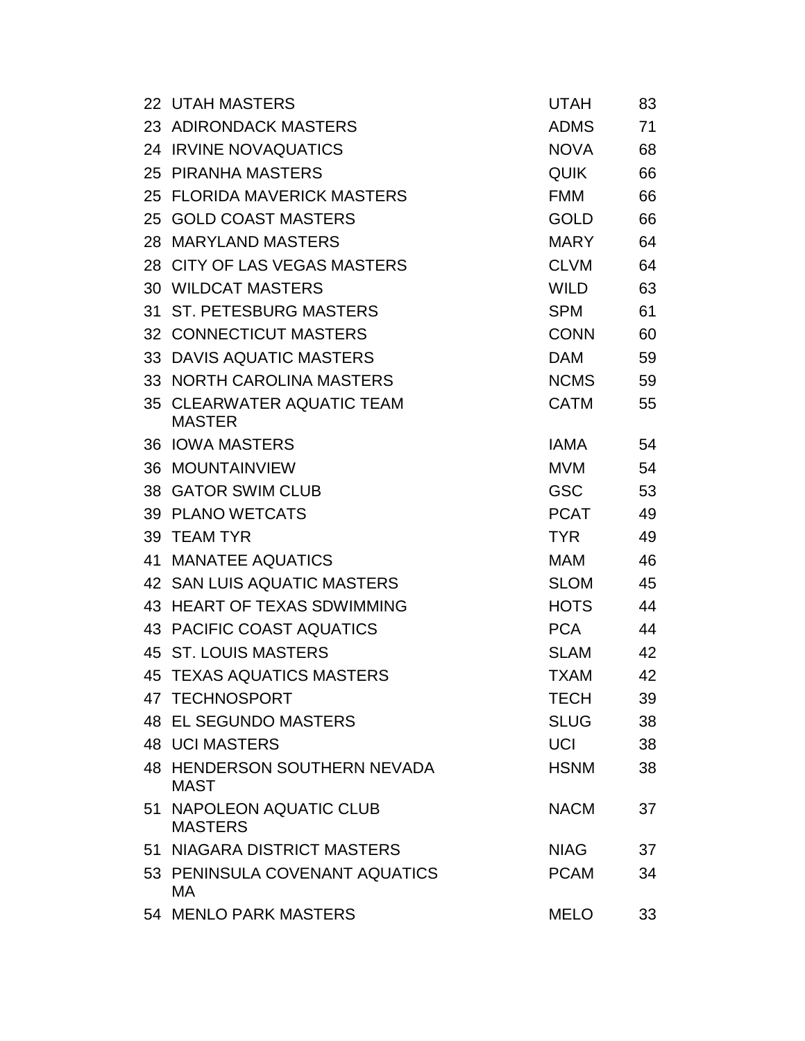| | | | |
|---|---|---|---|
| 22 | UTAH MASTERS | UTAH | 83 |
| 23 | ADIRONDACK MASTERS | ADMS | 71 |
| 24 | IRVINE NOVAQUATICS | NOVA | 68 |
| 25 | PIRANHA MASTERS | QUIK | 66 |
| 25 | FLORIDA MAVERICK MASTERS | FMM | 66 |
| 25 | GOLD COAST MASTERS | GOLD | 66 |
| 28 | MARYLAND MASTERS | MARY | 64 |
| 28 | CITY OF LAS VEGAS MASTERS | CLVM | 64 |
| 30 | WILDCAT MASTERS | WILD | 63 |
| 31 | ST. PETESBURG MASTERS | SPM | 61 |
| 32 | CONNECTICUT MASTERS | CONN | 60 |
| 33 | DAVIS AQUATIC MASTERS | DAM | 59 |
| 33 | NORTH CAROLINA MASTERS | NCMS | 59 |
| 35 | CLEARWATER AQUATIC TEAM MASTER | CATM | 55 |
| 36 | IOWA MASTERS | IAMA | 54 |
| 36 | MOUNTAINVIEW | MVM | 54 |
| 38 | GATOR SWIM CLUB | GSC | 53 |
| 39 | PLANO WETCATS | PCAT | 49 |
| 39 | TEAM TYR | TYR | 49 |
| 41 | MANATEE AQUATICS | MAM | 46 |
| 42 | SAN LUIS AQUATIC MASTERS | SLOM | 45 |
| 43 | HEART OF TEXAS SDWIMMING | HOTS | 44 |
| 43 | PACIFIC COAST AQUATICS | PCA | 44 |
| 45 | ST. LOUIS MASTERS | SLAM | 42 |
| 45 | TEXAS AQUATICS MASTERS | TXAM | 42 |
| 47 | TECHNOSPORT | TECH | 39 |
| 48 | EL SEGUNDO MASTERS | SLUG | 38 |
| 48 | UCI MASTERS | UCI | 38 |
| 48 | HENDERSON SOUTHERN NEVADA MAST | HSNM | 38 |
| 51 | NAPOLEON AQUATIC CLUB MASTERS | NACM | 37 |
| 51 | NIAGARA DISTRICT MASTERS | NIAG | 37 |
| 53 | PENINSULA COVENANT AQUATICS MA | PCAM | 34 |
| 54 | MENLO PARK MASTERS | MELO | 33 |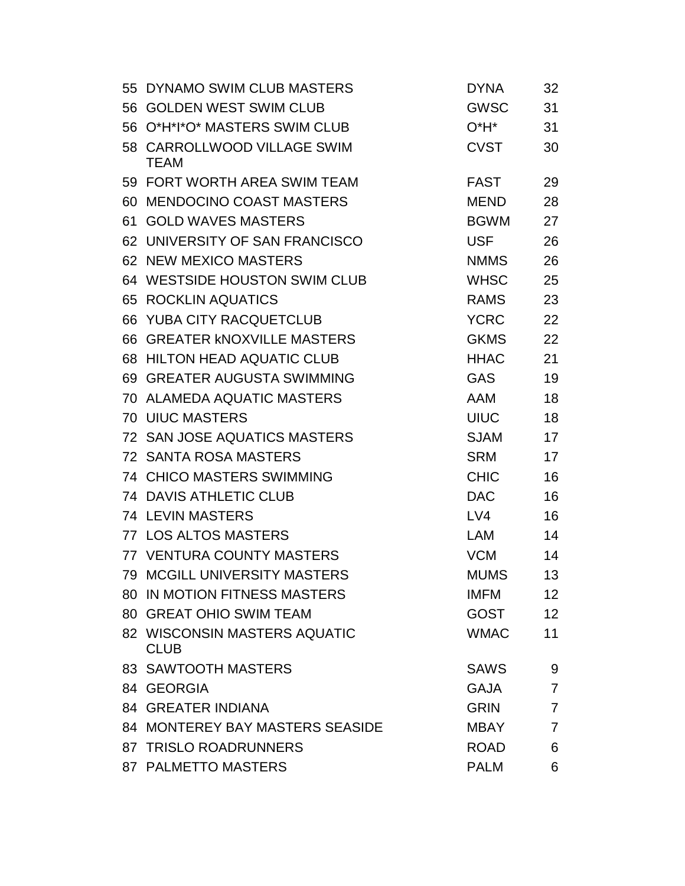| | | | |
|---|---|---|---|
| 55 | DYNAMO SWIM CLUB MASTERS | DYNA | 32 |
| 56 | GOLDEN WEST SWIM CLUB | GWSC | 31 |
| 56 | O*H*I*O* MASTERS SWIM CLUB | O*H* | 31 |
| 58 | CARROLLWOOD VILLAGE SWIM TEAM | CVST | 30 |
| 59 | FORT WORTH AREA SWIM TEAM | FAST | 29 |
| 60 | MENDOCINO COAST MASTERS | MEND | 28 |
| 61 | GOLD WAVES MASTERS | BGWM | 27 |
| 62 | UNIVERSITY OF SAN FRANCISCO | USF | 26 |
| 62 | NEW MEXICO MASTERS | NMMS | 26 |
| 64 | WESTSIDE HOUSTON SWIM CLUB | WHSC | 25 |
| 65 | ROCKLIN AQUATICS | RAMS | 23 |
| 66 | YUBA CITY RACQUETCLUB | YCRC | 22 |
| 66 | GREATER kNOXVILLE MASTERS | GKMS | 22 |
| 68 | HILTON HEAD AQUATIC CLUB | HHAC | 21 |
| 69 | GREATER AUGUSTA SWIMMING | GAS | 19 |
| 70 | ALAMEDA AQUATIC MASTERS | AAM | 18 |
| 70 | UIUC MASTERS | UIUC | 18 |
| 72 | SAN JOSE AQUATICS MASTERS | SJAM | 17 |
| 72 | SANTA ROSA MASTERS | SRM | 17 |
| 74 | CHICO MASTERS SWIMMING | CHIC | 16 |
| 74 | DAVIS ATHLETIC CLUB | DAC | 16 |
| 74 | LEVIN MASTERS | LV4 | 16 |
| 77 | LOS ALTOS MASTERS | LAM | 14 |
| 77 | VENTURA COUNTY MASTERS | VCM | 14 |
| 79 | MCGILL UNIVERSITY MASTERS | MUMS | 13 |
| 80 | IN MOTION FITNESS MASTERS | IMFM | 12 |
| 80 | GREAT OHIO SWIM TEAM | GOST | 12 |
| 82 | WISCONSIN MASTERS AQUATIC CLUB | WMAC | 11 |
| 83 | SAWTOOTH MASTERS | SAWS | 9 |
| 84 | GEORGIA | GAJA | 7 |
| 84 | GREATER INDIANA | GRIN | 7 |
| 84 | MONTEREY BAY MASTERS SEASIDE | MBAY | 7 |
| 87 | TRISLO ROADRUNNERS | ROAD | 6 |
| 87 | PALMETTO MASTERS | PALM | 6 |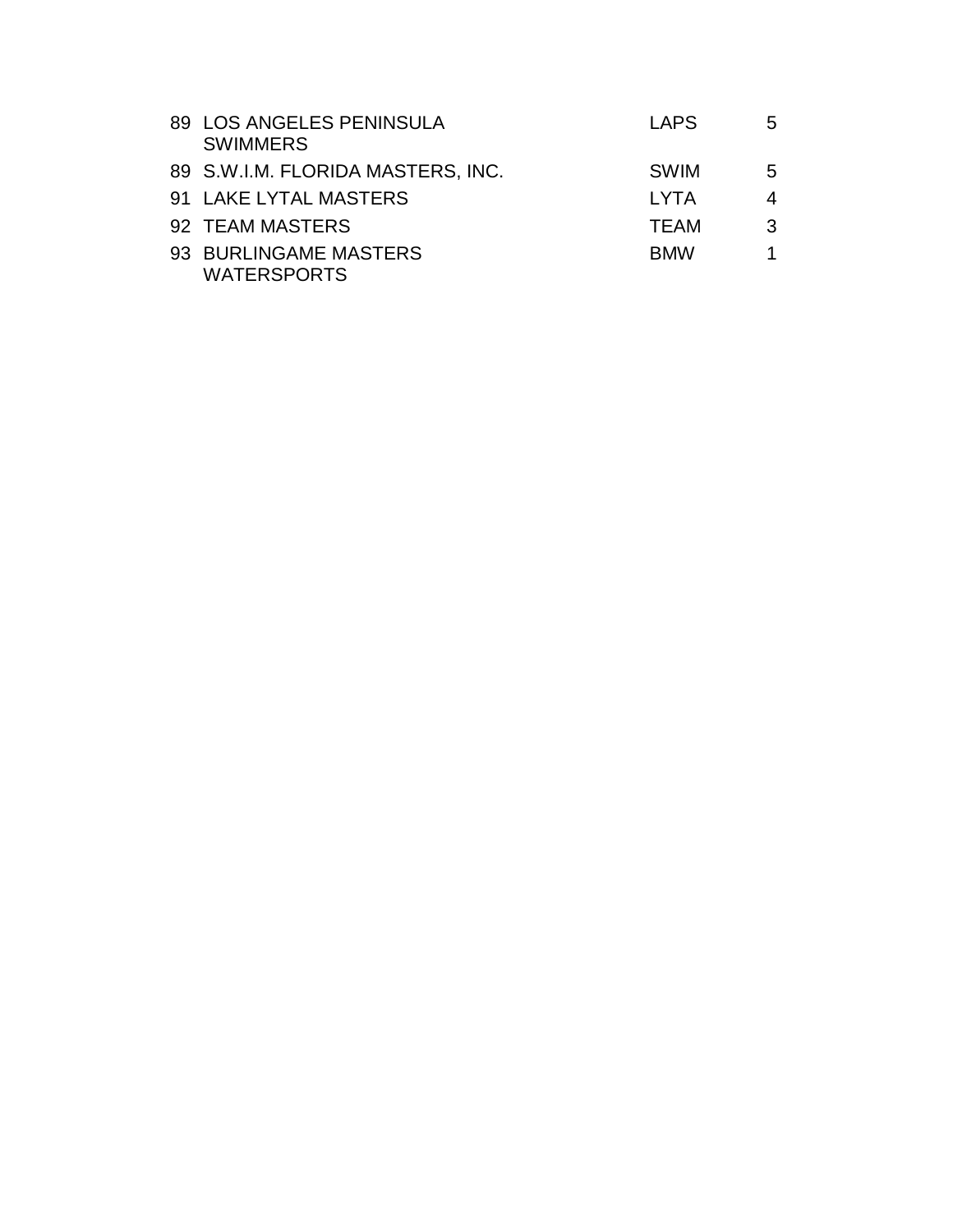| | | | |
|---|---|---|---|
| 89 | LOS ANGELES PENINSULA SWIMMERS | LAPS | 5 |
| 89 | S.W.I.M. FLORIDA MASTERS, INC. | SWIM | 5 |
| 91 | LAKE LYTAL MASTERS | LYTA | 4 |
| 92 | TEAM MASTERS | TEAM | 3 |
| 93 | BURLINGAME MASTERS WATERSPORTS | BMW | 1 |